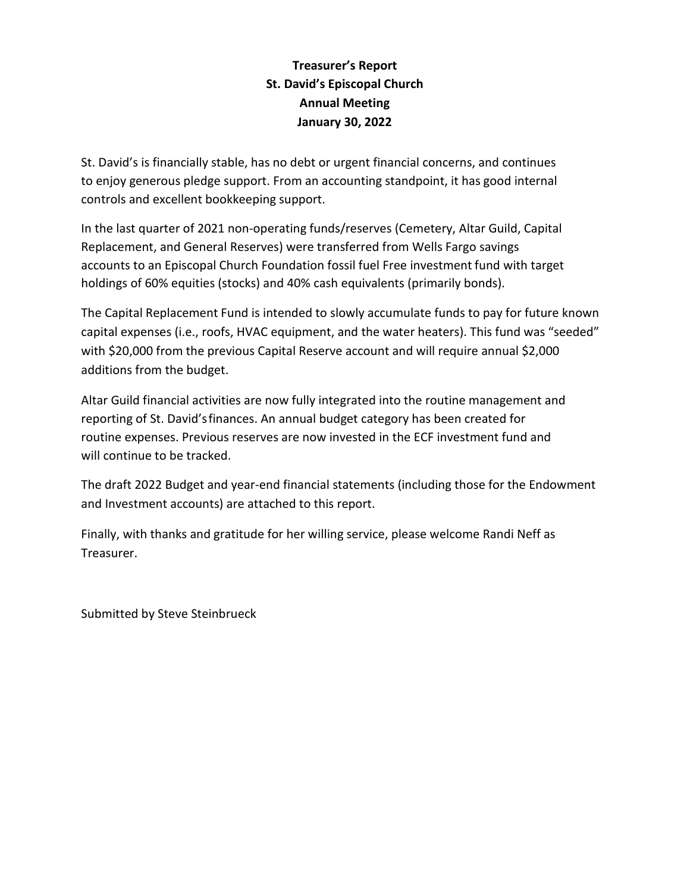**Treasurer's Report**
**St. David's Episcopal Church**
**Annual Meeting**
**January 30, 2022**

St. David's is financially stable, has no debt or urgent financial concerns, and continues to enjoy generous pledge support. From an accounting standpoint, it has good internal controls and excellent bookkeeping support.

In the last quarter of 2021 non-operating funds/reserves (Cemetery, Altar Guild, Capital Replacement, and General Reserves) were transferred from Wells Fargo savings accounts to an Episcopal Church Foundation fossil fuel Free investment fund with target holdings of 60% equities (stocks) and 40% cash equivalents (primarily bonds).

The Capital Replacement Fund is intended to slowly accumulate funds to pay for future known capital expenses (i.e., roofs, HVAC equipment, and the water heaters). This fund was "seeded" with $20,000 from the previous Capital Reserve account and will require annual $2,000 additions from the budget.

Altar Guild financial activities are now fully integrated into the routine management and reporting of St. David's finances. An annual budget category has been created for routine expenses. Previous reserves are now invested in the ECF investment fund and will continue to be tracked.

The draft 2022 Budget and year-end financial statements (including those for the Endowment and Investment accounts) are attached to this report.

Finally, with thanks and gratitude for her willing service, please welcome Randi Neff as Treasurer.

Submitted by Steve Steinbrueck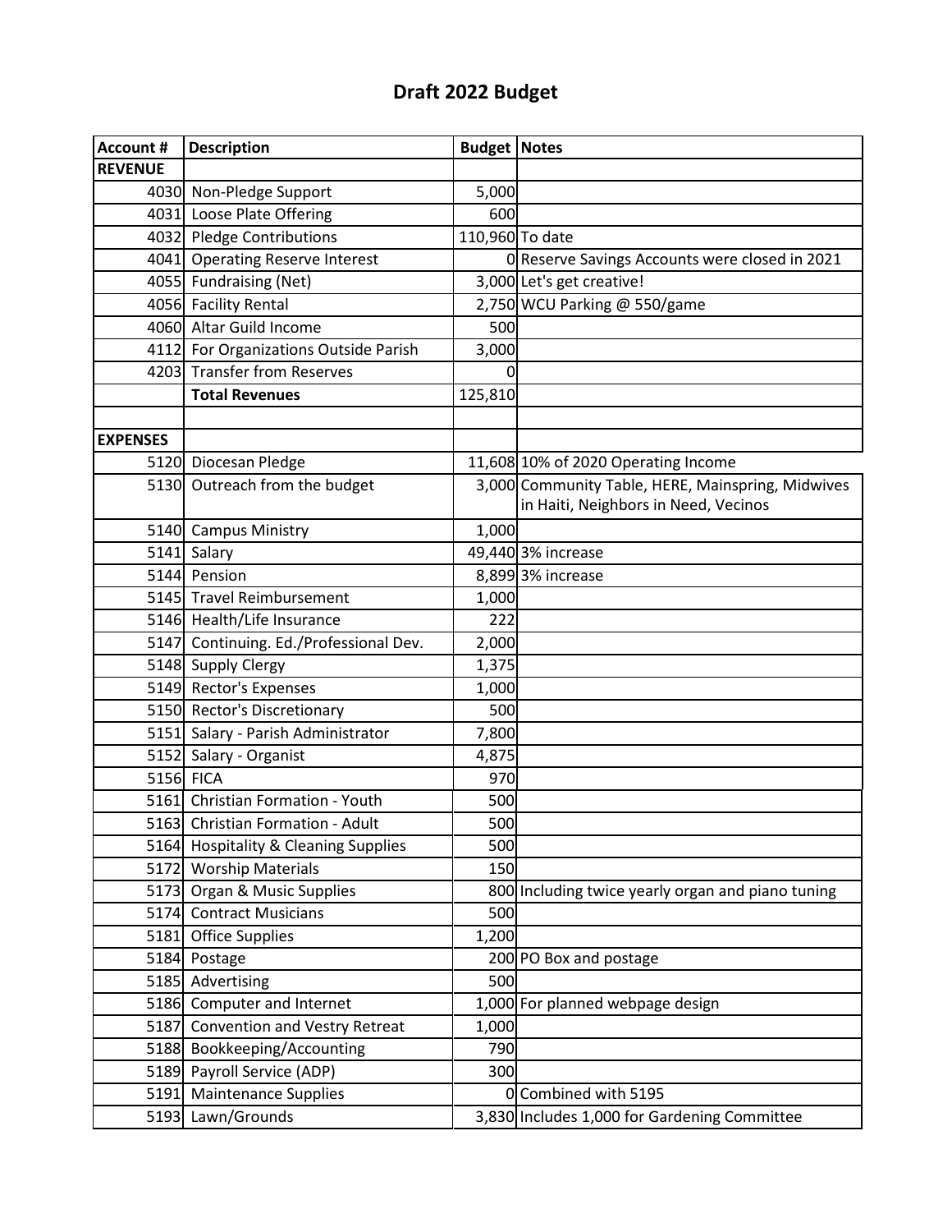# Draft 2022 Budget

| Account # | Description | Budget | Notes |
|---|---|---|---|
| **REVENUE** | | | |
| 4030 | Non-Pledge Support | 5,000 | |
| 4031 | Loose Plate Offering | 600 | |
| 4032 | Pledge Contributions | 110,960 | To date |
| 4041 | Operating Reserve Interest | 0 | Reserve Savings Accounts were closed in 2021 |
| 4055 | Fundraising (Net) | 3,000 | Let's get creative! |
| 4056 | Facility Rental | 2,750 | WCU Parking @ 550/game |
| 4060 | Altar Guild Income | 500 | |
| 4112 | For Organizations Outside Parish | 3,000 | |
| 4203 | Transfer from Reserves | 0 | |
| | **Total Revenues** | 125,810 | |
| | | | |
| **EXPENSES** | | | |
| 5120 | Diocesan Pledge | 11,608 | 10% of 2020 Operating Income |
| 5130 | Outreach from the budget | 3,000 | Community Table, HERE, Mainspring, Midwives in Haiti, Neighbors in Need, Vecinos |
| 5140 | Campus Ministry | 1,000 | |
| 5141 | Salary | 49,440 | 3% increase |
| 5144 | Pension | 8,899 | 3% increase |
| 5145 | Travel Reimbursement | 1,000 | |
| 5146 | Health/Life Insurance | 222 | |
| 5147 | Continuing. Ed./Professional Dev. | 2,000 | |
| 5148 | Supply Clergy | 1,375 | |
| 5149 | Rector's Expenses | 1,000 | |
| 5150 | Rector's Discretionary | 500 | |
| 5151 | Salary - Parish Administrator | 7,800 | |
| 5152 | Salary - Organist | 4,875 | |
| 5156 | FICA | 970 | |
| 5161 | Christian Formation - Youth | 500 | |
| 5163 | Christian Formation - Adult | 500 | |
| 5164 | Hospitality & Cleaning Supplies | 500 | |
| 5172 | Worship Materials | 150 | |
| 5173 | Organ & Music Supplies | 800 | Including twice yearly organ and piano tuning |
| 5174 | Contract Musicians | 500 | |
| 5181 | Office Supplies | 1,200 | |
| 5184 | Postage | 200 | PO Box and postage |
| 5185 | Advertising | 500 | |
| 5186 | Computer and Internet | 1,000 | For planned webpage design |
| 5187 | Convention and Vestry Retreat | 1,000 | |
| 5188 | Bookkeeping/Accounting | 790 | |
| 5189 | Payroll Service (ADP) | 300 | |
| 5191 | Maintenance Supplies | 0 | Combined with 5195 |
| 5193 | Lawn/Grounds | 3,830 | Includes 1,000 for Gardening Committee |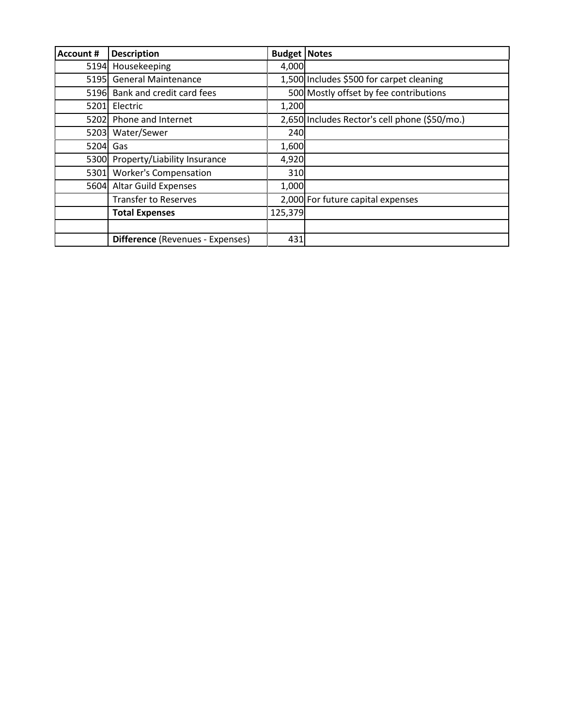| Account # | Description | Budget | Notes |
|---|---|---|---|
| 5194 | Housekeeping | 4,000 | |
| 5195 | General Maintenance | 1,500 | Includes $500 for carpet cleaning |
| 5196 | Bank and credit card fees | 500 | Mostly offset by fee contributions |
| 5201 | Electric | 1,200 | |
| 5202 | Phone and Internet | 2,650 | Includes Rector's cell phone ($50/mo.) |
| 5203 | Water/Sewer | 240 | |
| 5204 | Gas | 1,600 | |
| 5300 | Property/Liability Insurance | 4,920 | |
| 5301 | Worker's Compensation | 310 | |
| 5604 | Altar Guild Expenses | 1,000 | |
| | Transfer to Reserves | 2,000 | For future capital expenses |
| | **Total Expenses** | 125,379 | |
| | | | |
| | **Difference** (Revenues - Expenses) | 431 | |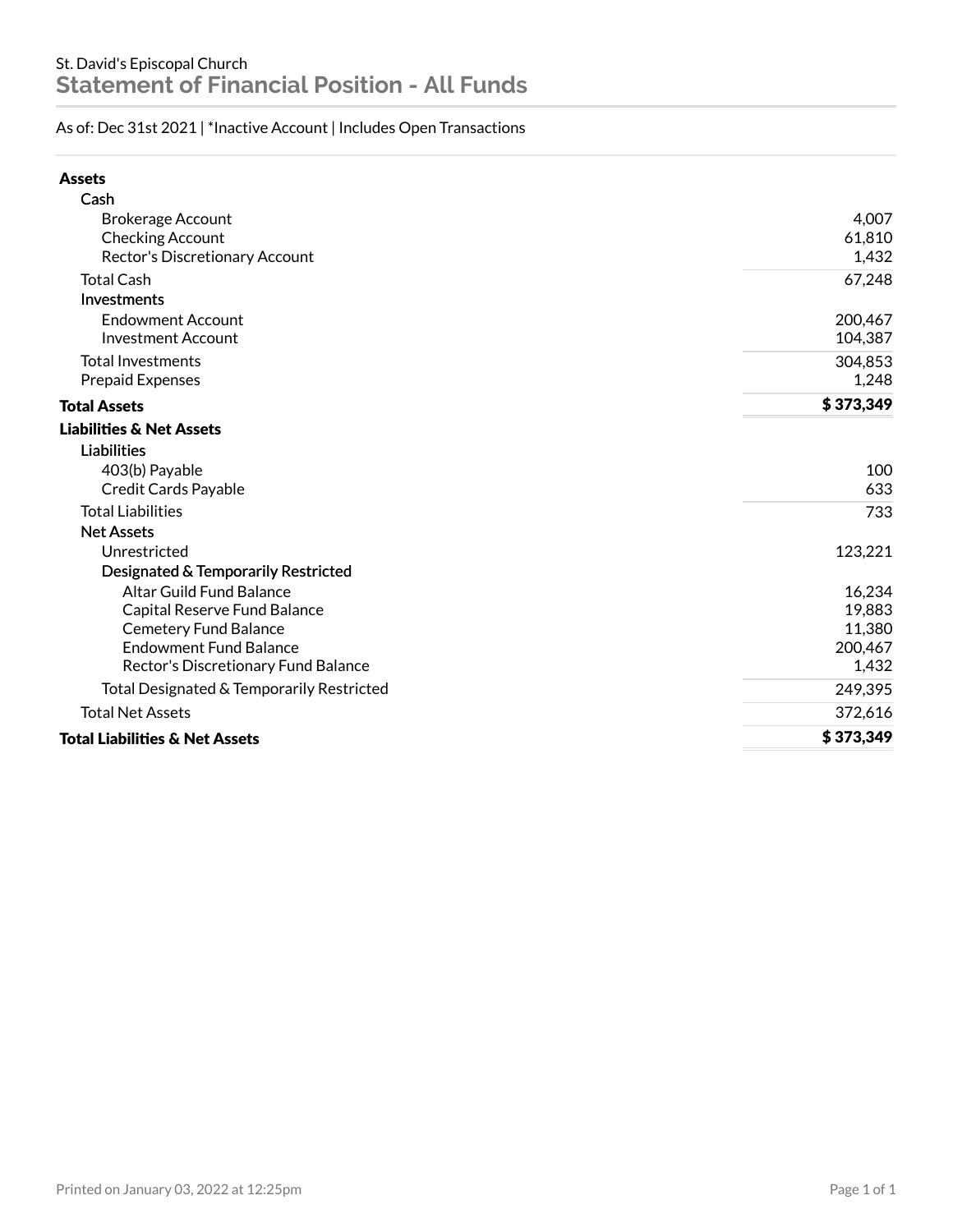St. David's Episcopal Church

# Statement of Financial Position - All Funds

As of: Dec 31st 2021 | *Inactive Account | Includes Open Transactions

| | |
|---|---|
| **Assets** | |
| Cash | |
| Brokerage Account | 4,007 |
| Checking Account | 61,810 |
| Rector's Discretionary Account | 1,432 |
| Total Cash | 67,248 |
| Investments | |
| Endowment Account | 200,467 |
| Investment Account | 104,387 |
| Total Investments | 304,853 |
| Prepaid Expenses | 1,248 |
| **Total Assets** | **$ 373,349** |
| **Liabilities & Net Assets** | |
| Liabilities | |
| 403(b) Payable | 100 |
| Credit Cards Payable | 633 |
| Total Liabilities | 733 |
| Net Assets | |
| Unrestricted | 123,221 |
| Designated & Temporarily Restricted | |
| Altar Guild Fund Balance | 16,234 |
| Capital Reserve Fund Balance | 19,883 |
| Cemetery Fund Balance | 11,380 |
| Endowment Fund Balance | 200,467 |
| Rector's Discretionary Fund Balance | 1,432 |
| Total Designated & Temporarily Restricted | 249,395 |
| Total Net Assets | 372,616 |
| **Total Liabilities & Net Assets** | **$ 373,349** |

Printed on January 03, 2022 at 12:25pm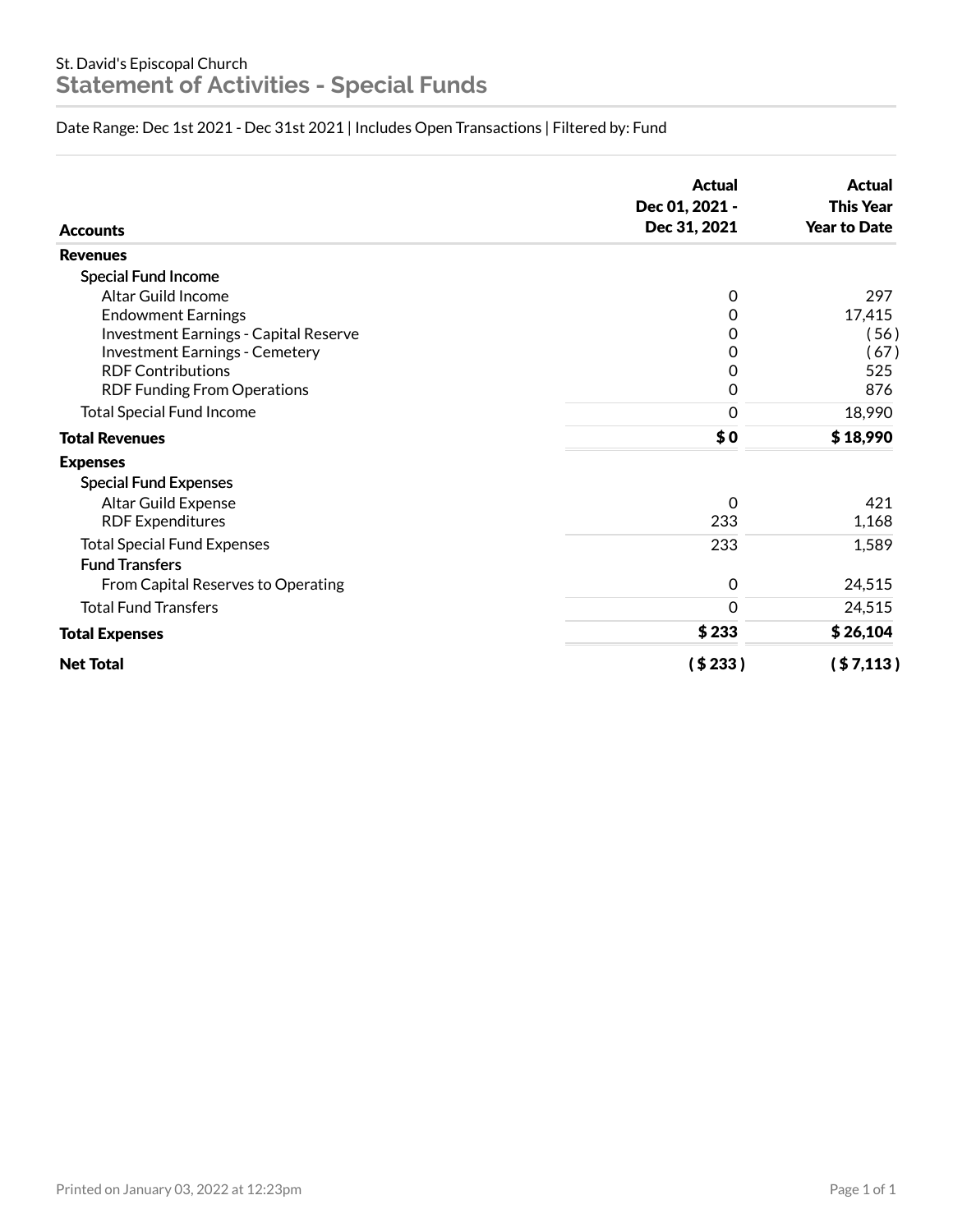St. David's Episcopal Church

# Statement of Activities - Special Funds

Date Range: Dec 1st 2021 - Dec 31st 2021 | Includes Open Transactions | Filtered by: Fund

| Accounts | Actual Dec 01, 2021 - Dec 31, 2021 | Actual This Year Year to Date |
|---|---|---|
| **Revenues** | | |
| Special Fund Income | | |
| Altar Guild Income | 0 | 297 |
| Endowment Earnings | 0 | 17,415 |
| Investment Earnings - Capital Reserve | 0 | ( 56 ) |
| Investment Earnings - Cemetery | 0 | ( 67 ) |
| RDF Contributions | 0 | 525 |
| RDF Funding From Operations | 0 | 876 |
| Total Special Fund Income | 0 | 18,990 |
| **Total Revenues** | **$ 0** | **$ 18,990** |
| **Expenses** | | |
| Special Fund Expenses | | |
| Altar Guild Expense | 0 | 421 |
| RDF Expenditures | 233 | 1,168 |
| Total Special Fund Expenses | 233 | 1,589 |
| Fund Transfers | | |
| From Capital Reserves to Operating | 0 | 24,515 |
| Total Fund Transfers | 0 | 24,515 |
| **Total Expenses** | **$ 233** | **$ 26,104** |
| **Net Total** | **( $ 233 )** | **( $ 7,113 )** |

Printed on January 03, 2022 at 12:23pm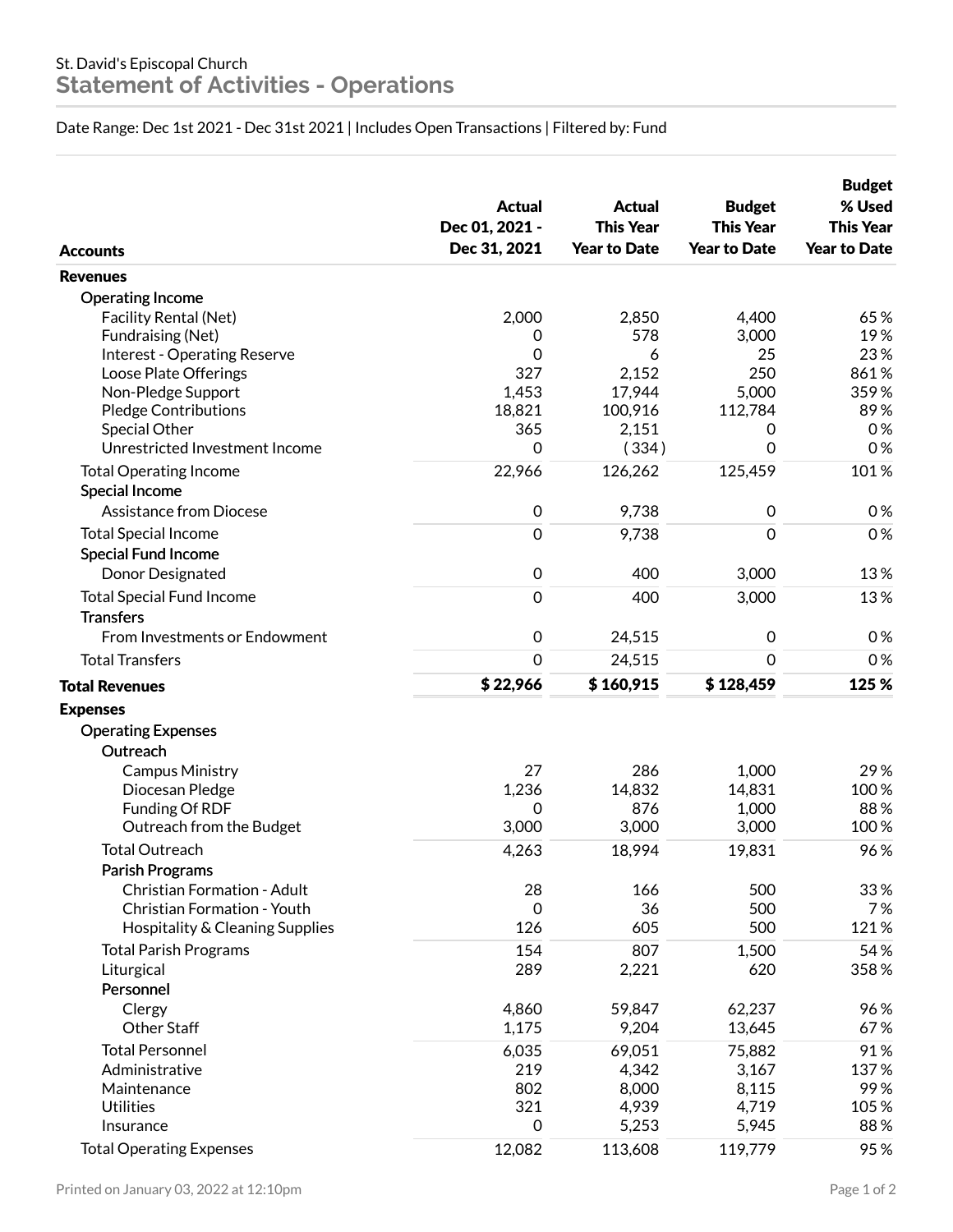St. David's Episcopal Church

# Statement of Activities - Operations

Date Range: Dec 1st 2021 - Dec 31st 2021 | Includes Open Transactions | Filtered by: Fund

| Accounts | Actual Dec 01, 2021 - Dec 31, 2021 | Actual This Year Year to Date | Budget This Year Year to Date | Budget % Used This Year Year to Date |
|---|---|---|---|---|
| **Revenues** | | | | |
| Operating Income | | | | |
| Facility Rental (Net) | 2,000 | 2,850 | 4,400 | 65 % |
| Fundraising (Net) | 0 | 578 | 3,000 | 19 % |
| Interest - Operating Reserve | 0 | 6 | 25 | 23 % |
| Loose Plate Offerings | 327 | 2,152 | 250 | 861 % |
| Non-Pledge Support | 1,453 | 17,944 | 5,000 | 359 % |
| Pledge Contributions | 18,821 | 100,916 | 112,784 | 89 % |
| Special Other | 365 | 2,151 | 0 | 0 % |
| Unrestricted Investment Income | 0 | ( 334 ) | 0 | 0 % |
| Total Operating Income | 22,966 | 126,262 | 125,459 | 101 % |
| Special Income | | | | |
| Assistance from Diocese | 0 | 9,738 | 0 | 0 % |
| Total Special Income | 0 | 9,738 | 0 | 0 % |
| Special Fund Income | | | | |
| Donor Designated | 0 | 400 | 3,000 | 13 % |
| Total Special Fund Income | 0 | 400 | 3,000 | 13 % |
| Transfers | | | | |
| From Investments or Endowment | 0 | 24,515 | 0 | 0 % |
| Total Transfers | 0 | 24,515 | 0 | 0 % |
| **Total Revenues** | **$ 22,966** | **$ 160,915** | **$ 128,459** | **125 %** |
| **Expenses** | | | | |
| Operating Expenses | | | | |
| Outreach | | | | |
| Campus Ministry | 27 | 286 | 1,000 | 29 % |
| Diocesan Pledge | 1,236 | 14,832 | 14,831 | 100 % |
| Funding Of RDF | 0 | 876 | 1,000 | 88 % |
| Outreach from the Budget | 3,000 | 3,000 | 3,000 | 100 % |
| Total Outreach | 4,263 | 18,994 | 19,831 | 96 % |
| Parish Programs | | | | |
| Christian Formation - Adult | 28 | 166 | 500 | 33 % |
| Christian Formation - Youth | 0 | 36 | 500 | 7 % |
| Hospitality & Cleaning Supplies | 126 | 605 | 500 | 121 % |
| Total Parish Programs | 154 | 807 | 1,500 | 54 % |
| Liturgical | 289 | 2,221 | 620 | 358 % |
| Personnel | | | | |
| Clergy | 4,860 | 59,847 | 62,237 | 96 % |
| Other Staff | 1,175 | 9,204 | 13,645 | 67 % |
| Total Personnel | 6,035 | 69,051 | 75,882 | 91 % |
| Administrative | 219 | 4,342 | 3,167 | 137 % |
| Maintenance | 802 | 8,000 | 8,115 | 99 % |
| Utilities | 321 | 4,939 | 4,719 | 105 % |
| Insurance | 0 | 5,253 | 5,945 | 88 % |
| Total Operating Expenses | 12,082 | 113,608 | 119,779 | 95 % |

Printed on January 03, 2022 at 12:10pm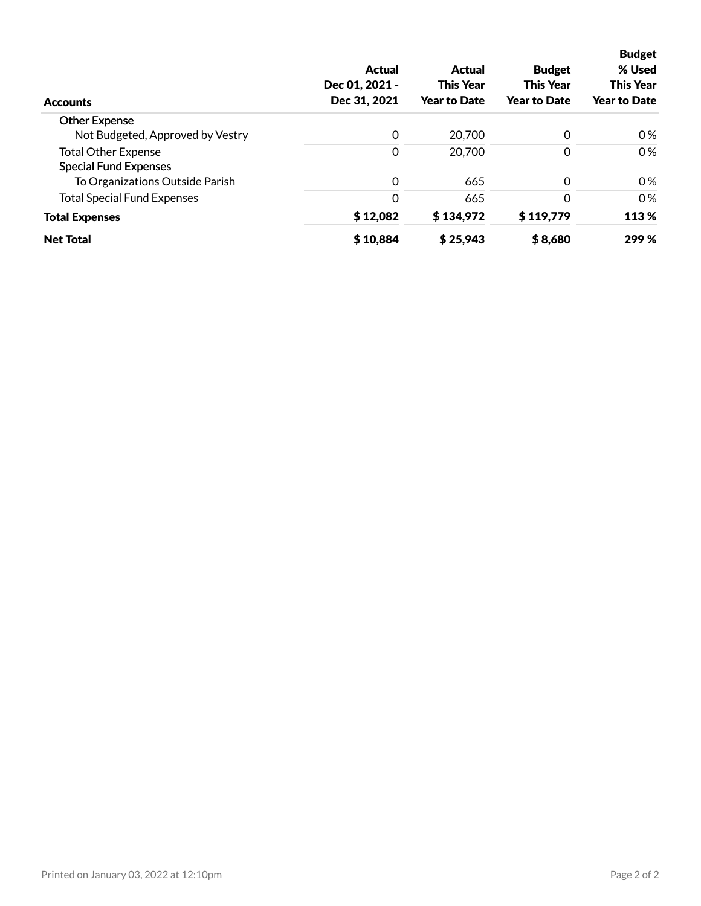| Accounts | Actual Dec 01, 2021 - Dec 31, 2021 | Actual This Year Year to Date | Budget This Year Year to Date | Budget % Used This Year Year to Date |
|---|---|---|---|---|
| Other Expense | | | | |
| Not Budgeted, Approved by Vestry | 0 | 20,700 | 0 | 0 % |
| Total Other Expense | 0 | 20,700 | 0 | 0 % |
| Special Fund Expenses | | | | |
| To Organizations Outside Parish | 0 | 665 | 0 | 0 % |
| Total Special Fund Expenses | 0 | 665 | 0 | 0 % |
| **Total Expenses** | **$ 12,082** | **$ 134,972** | **$ 119,779** | **113 %** |
| **Net Total** | **$ 10,884** | **$ 25,943** | **$ 8,680** | **299 %** |

Printed on January 03, 2022 at 12:10pm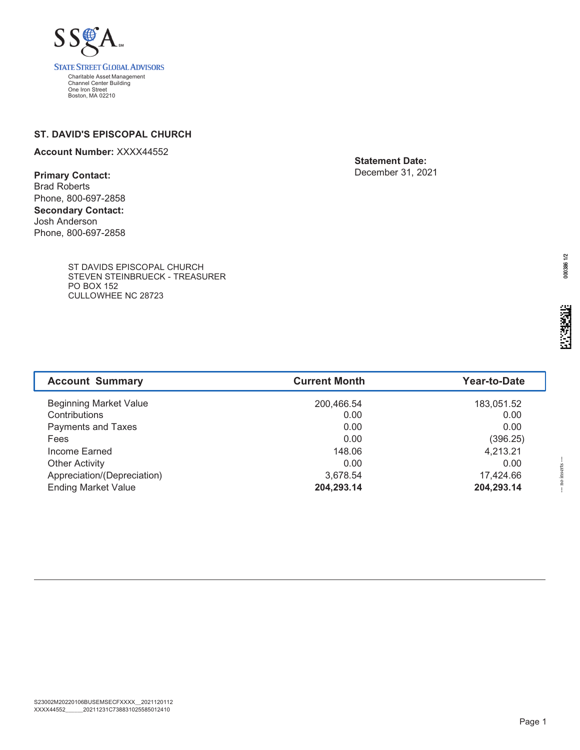**SSgA**

**STATE STREET GLOBAL ADVISORS**

Charitable Asset Management
Channel Center Building
One Iron Street
Boston, MA 02210

**ST. DAVID'S EPISCOPAL CHURCH**

**Account Number:** XXXX44552

**Statement Date:**
December 31, 2021

**Primary Contact:**
Brad Roberts
Phone, 800-697-2858

**Secondary Contact:**
Josh Anderson
Phone, 800-697-2858

ST DAVIDS EPISCOPAL CHURCH
STEVEN STEINBRUECK - TREASURER
PO BOX 152
CULLOWHEE NC 28723

| Account Summary | Current Month | Year-to-Date |
| --- | --- | --- |
| Beginning Market Value | 200,466.54 | 183,051.52 |
| Contributions | 0.00 | 0.00 |
| Payments and Taxes | 0.00 | 0.00 |
| Fees | 0.00 | (396.25) |
| Income Earned | 148.06 | 4,213.21 |
| Other Activity | 0.00 | 0.00 |
| Appreciation/(Depreciation) | 3,678.54 | 17,424.66 |
| Ending Market Value | **204,293.14** | **204,293.14** |

S23002M20220106BUSEMSECFXXXX__2021120112
XXXX44552______20211231C738831025585012410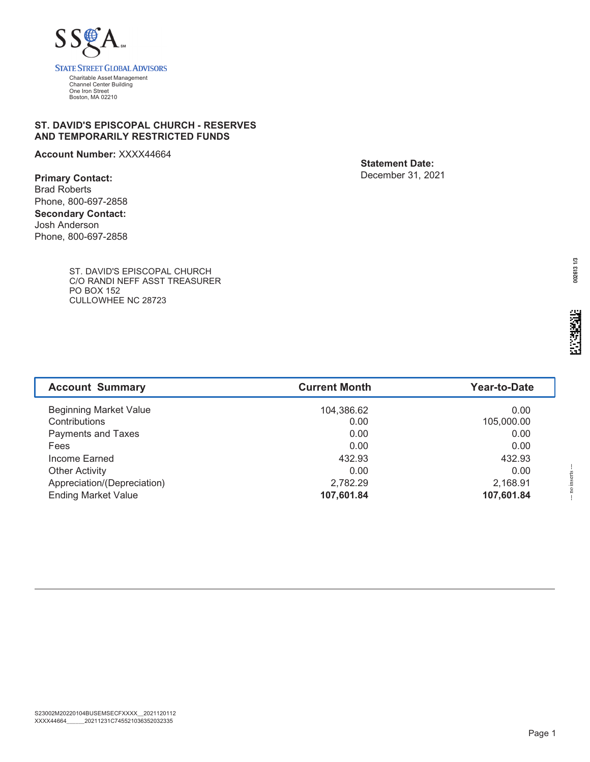SSgA

STATE STREET GLOBAL ADVISORS

Charitable Asset Management
Channel Center Building
One Iron Street
Boston, MA 02210

**ST. DAVID'S EPISCOPAL CHURCH - RESERVES AND TEMPORARILY RESTRICTED FUNDS**

**Account Number:** XXXX44664

**Statement Date:**
December 31, 2021

**Primary Contact:**
Brad Roberts
Phone, 800-697-2858

**Secondary Contact:**
Josh Anderson
Phone, 800-697-2858

ST. DAVID'S EPISCOPAL CHURCH
C/O RANDI NEFF ASST TREASURER
PO BOX 152
CULLOWHEE NC 28723

| Account Summary | Current Month | Year-to-Date |
|---|---|---|
| Beginning Market Value | 104,386.62 | 0.00 |
| Contributions | 0.00 | 105,000.00 |
| Payments and Taxes | 0.00 | 0.00 |
| Fees | 0.00 | 0.00 |
| Income Earned | 432.93 | 432.93 |
| Other Activity | 0.00 | 0.00 |
| Appreciation/(Depreciation) | 2,782.29 | 2,168.91 |
| Ending Market Value | **107,601.84** | **107,601.84** |

S23002M20220104BUSEMSECFXXXX__2021120112
XXXX44664______20211231C745521036352032335